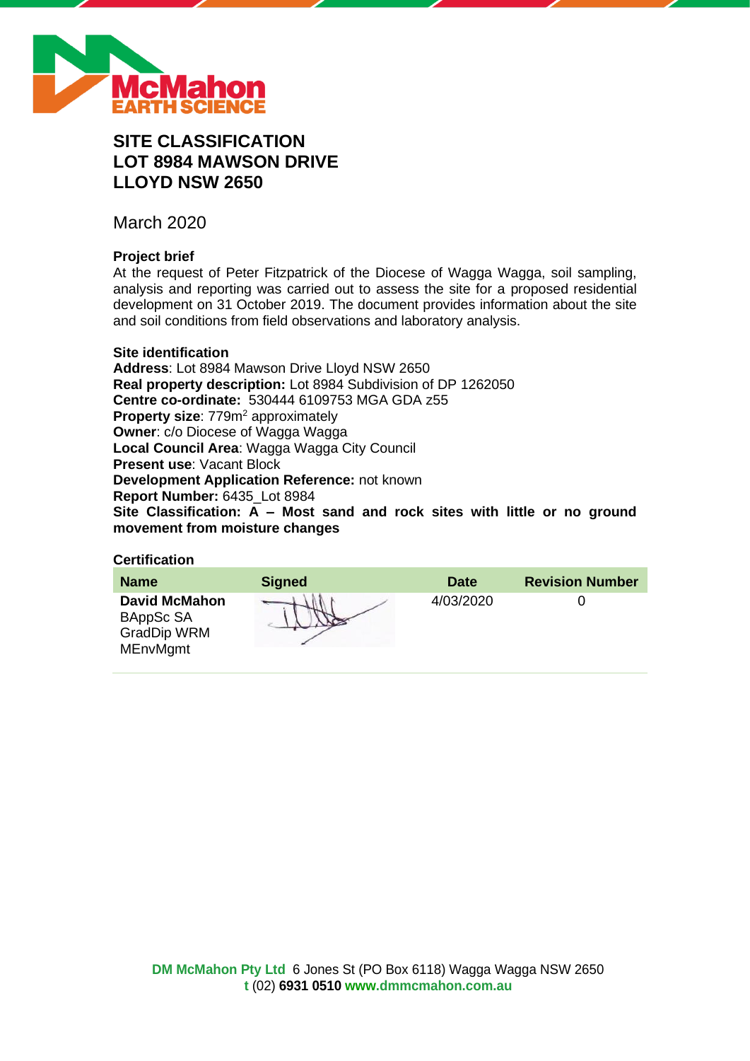# SITE CLASSIFICATION LOT 8984 MAWSON DRIVE LLOYD NSW 2650

March 2020

**Project brief**

At the request of Peter Fitzpatrick of the Diocese of Wagga Wagga, soil sampling, analysis and reporting was carried out to assess the site for a proposed residential development on 31 October 2019. The document provides information about the site and soil conditions from field observations and laboratory analysis.

**Site identification**

**Address**: Lot 8984 Mawson Drive Lloyd NSW 2650
**Real property description:** Lot 8984 Subdivision of DP 1262050
**Centre co-ordinate:** 530444 6109753 MGA GDA z55
**Property size**: 779m$^2$ approximately
**Owner**: c/o Diocese of Wagga Wagga
**Local Council Area**: Wagga Wagga City Council
**Present use**: Vacant Block
**Development Application Reference:** not known
**Report Number:** 6435_Lot 8984
**Site Classification: A – Most sand and rock sites with little or no ground movement from moisture changes**

**Certification**

| Name | Signed | Date | Revision Number |
|---|---|---|---|
| **David McMahon** BAppSc SA GradDip WRM MEnvMgmt | | 4/03/2020 | 0 |

**DM McMahon Pty Ltd** 6 Jones St (PO Box 6118) Wagga Wagga NSW 2650
**t** (02) **6931 0510** **www.dmmcmahon.com.au**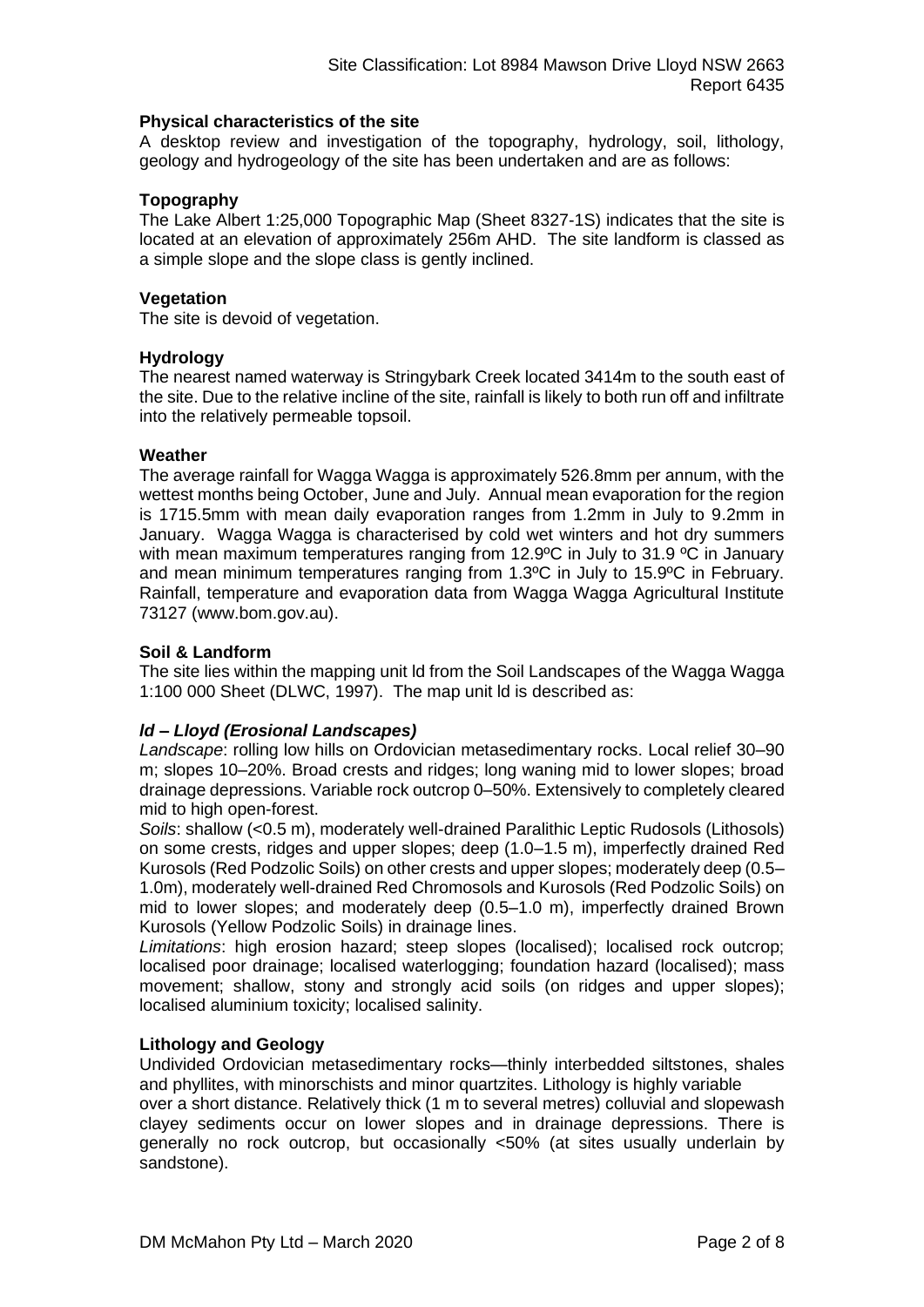### Physical characteristics of the site

A desktop review and investigation of the topography, hydrology, soil, lithology, geology and hydrogeology of the site has been undertaken and are as follows:

### Topography

The Lake Albert 1:25,000 Topographic Map (Sheet 8327-1S) indicates that the site is located at an elevation of approximately 256m AHD. The site landform is classed as a simple slope and the slope class is gently inclined.

### Vegetation

The site is devoid of vegetation.

### Hydrology

The nearest named waterway is Stringybark Creek located 3414m to the south east of the site. Due to the relative incline of the site, rainfall is likely to both run off and infiltrate into the relatively permeable topsoil.

### Weather

The average rainfall for Wagga Wagga is approximately 526.8mm per annum, with the wettest months being October, June and July. Annual mean evaporation for the region is 1715.5mm with mean daily evaporation ranges from 1.2mm in July to 9.2mm in January. Wagga Wagga is characterised by cold wet winters and hot dry summers with mean maximum temperatures ranging from 12.9ºC in July to 31.9 ºC in January and mean minimum temperatures ranging from 1.3ºC in July to 15.9ºC in February. Rainfall, temperature and evaporation data from Wagga Wagga Agricultural Institute 73127 (www.bom.gov.au).

### Soil & Landform

The site lies within the mapping unit ld from the Soil Landscapes of the Wagga Wagga 1:100 000 Sheet (DLWC, 1997). The map unit ld is described as:

#### *ld – Lloyd (Erosional Landscapes)*

*Landscape*: rolling low hills on Ordovician metasedimentary rocks. Local relief 30–90 m; slopes 10–20%. Broad crests and ridges; long waning mid to lower slopes; broad drainage depressions. Variable rock outcrop 0–50%. Extensively to completely cleared mid to high open-forest.

*Soils*: shallow (<0.5 m), moderately well-drained Paralithic Leptic Rudosols (Lithosols) on some crests, ridges and upper slopes; deep (1.0–1.5 m), imperfectly drained Red Kurosols (Red Podzolic Soils) on other crests and upper slopes; moderately deep (0.5–1.0m), moderately well-drained Red Chromosols and Kurosols (Red Podzolic Soils) on mid to lower slopes; and moderately deep (0.5–1.0 m), imperfectly drained Brown Kurosols (Yellow Podzolic Soils) in drainage lines.

*Limitations*: high erosion hazard; steep slopes (localised); localised rock outcrop; localised poor drainage; localised waterlogging; foundation hazard (localised); mass movement; shallow, stony and strongly acid soils (on ridges and upper slopes); localised aluminium toxicity; localised salinity.

### Lithology and Geology

Undivided Ordovician metasedimentary rocks—thinly interbedded siltstones, shales and phyllites, with minorschists and minor quartzites. Lithology is highly variable over a short distance. Relatively thick (1 m to several metres) colluvial and slopewash clayey sediments occur on lower slopes and in drainage depressions. There is generally no rock outcrop, but occasionally <50% (at sites usually underlain by sandstone).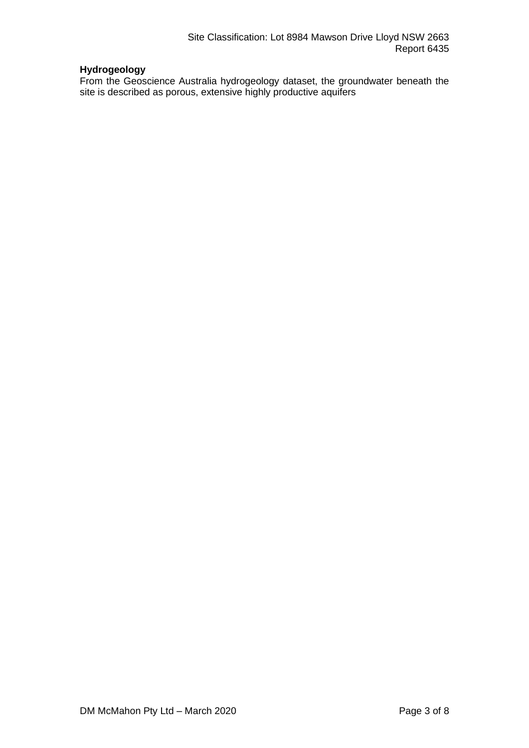**Hydrogeology**

From the Geoscience Australia hydrogeology dataset, the groundwater beneath the site is described as porous, extensive highly productive aquifers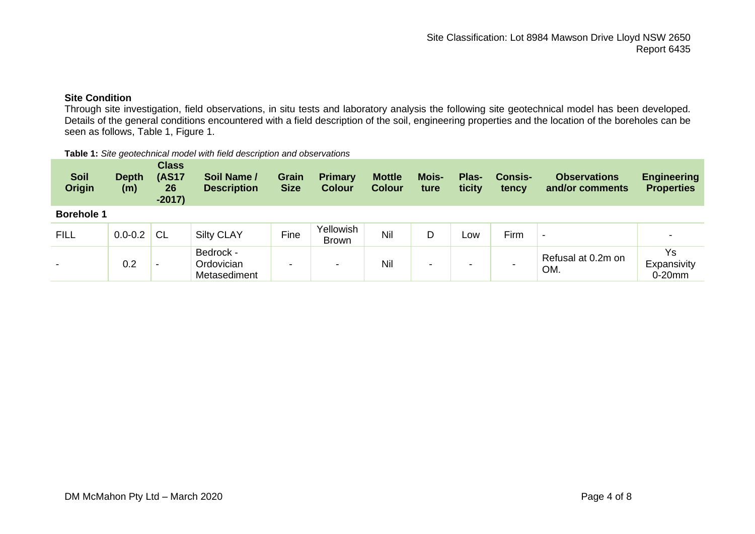### Site Condition

Through site investigation, field observations, in situ tests and laboratory analysis the following site geotechnical model has been developed. Details of the general conditions encountered with a field description of the soil, engineering properties and the location of the boreholes can be seen as follows, Table 1, Figure 1.

**Table 1:** *Site geotechnical model with field description and observations*

| Soil Origin | Depth (m) | Class (AS1726-2017) | Soil Name / Description | Grain Size | Primary Colour | Mottle Colour | Moisture | Plasticity | Consistency | Observations and/or comments | Engineering Properties |
|---|---|---|---|---|---|---|---|---|---|---|---|
| **Borehole 1** | | | | | | | | | | | |
| FILL | 0.0-0.2 | CL | Silty CLAY | Fine | Yellowish Brown | Nil | D | Low | Firm | - | - |
| - | 0.2 | - | Bedrock - Ordovician Metasediment | - | - | Nil | - | - | - | Refusal at 0.2m on OM. | Ys Expansivity 0-20mm |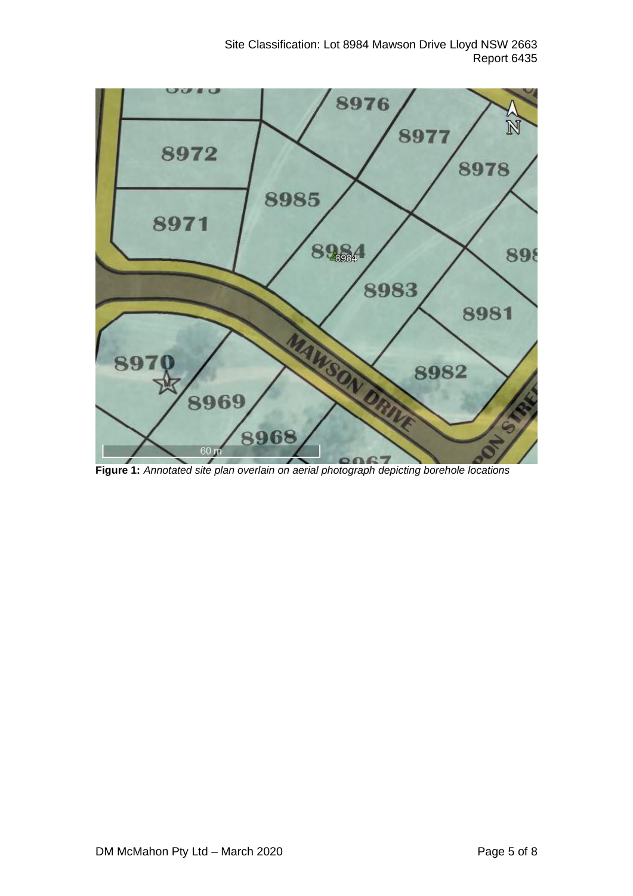**Figure 1:** *Annotated site plan overlain on aerial photograph depicting borehole locations*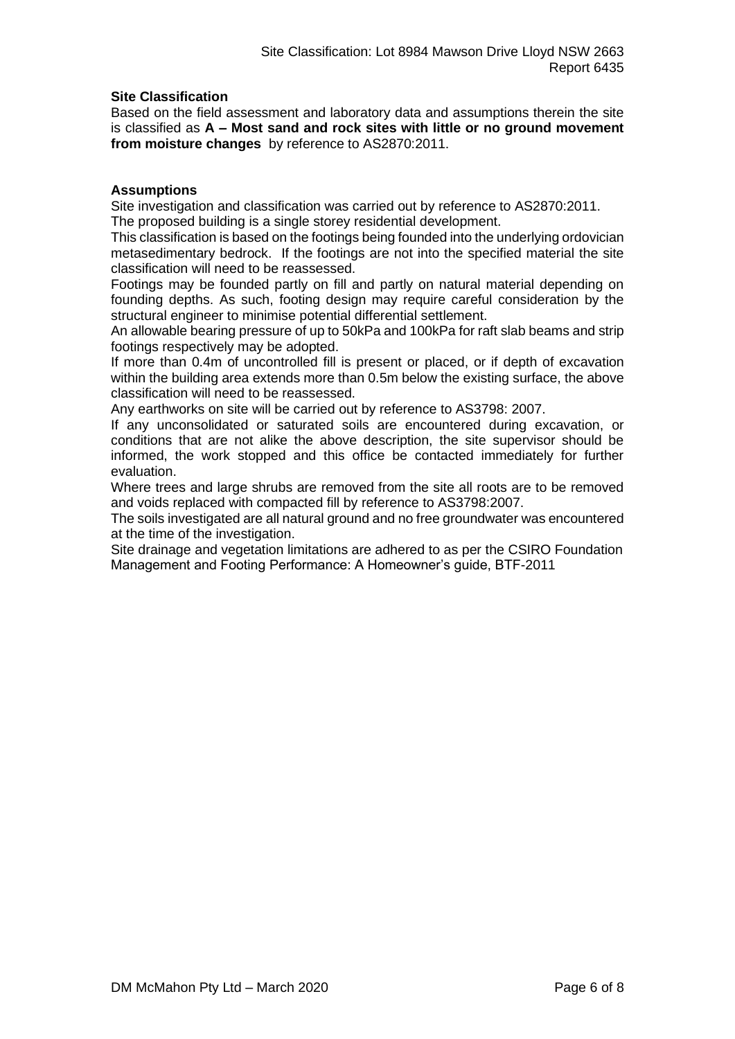**Site Classification**

Based on the field assessment and laboratory data and assumptions therein the site is classified as **A – Most sand and rock sites with little or no ground movement from moisture changes** by reference to AS2870:2011.

**Assumptions**

Site investigation and classification was carried out by reference to AS2870:2011.

The proposed building is a single storey residential development.

This classification is based on the footings being founded into the underlying ordovician metasedimentary bedrock. If the footings are not into the specified material the site classification will need to be reassessed.

Footings may be founded partly on fill and partly on natural material depending on founding depths. As such, footing design may require careful consideration by the structural engineer to minimise potential differential settlement.

An allowable bearing pressure of up to 50kPa and 100kPa for raft slab beams and strip footings respectively may be adopted.

If more than 0.4m of uncontrolled fill is present or placed, or if depth of excavation within the building area extends more than 0.5m below the existing surface, the above classification will need to be reassessed.

Any earthworks on site will be carried out by reference to AS3798: 2007.

If any unconsolidated or saturated soils are encountered during excavation, or conditions that are not alike the above description, the site supervisor should be informed, the work stopped and this office be contacted immediately for further evaluation.

Where trees and large shrubs are removed from the site all roots are to be removed and voids replaced with compacted fill by reference to AS3798:2007.

The soils investigated are all natural ground and no free groundwater was encountered at the time of the investigation.

Site drainage and vegetation limitations are adhered to as per the CSIRO Foundation Management and Footing Performance: A Homeowner's guide, BTF-2011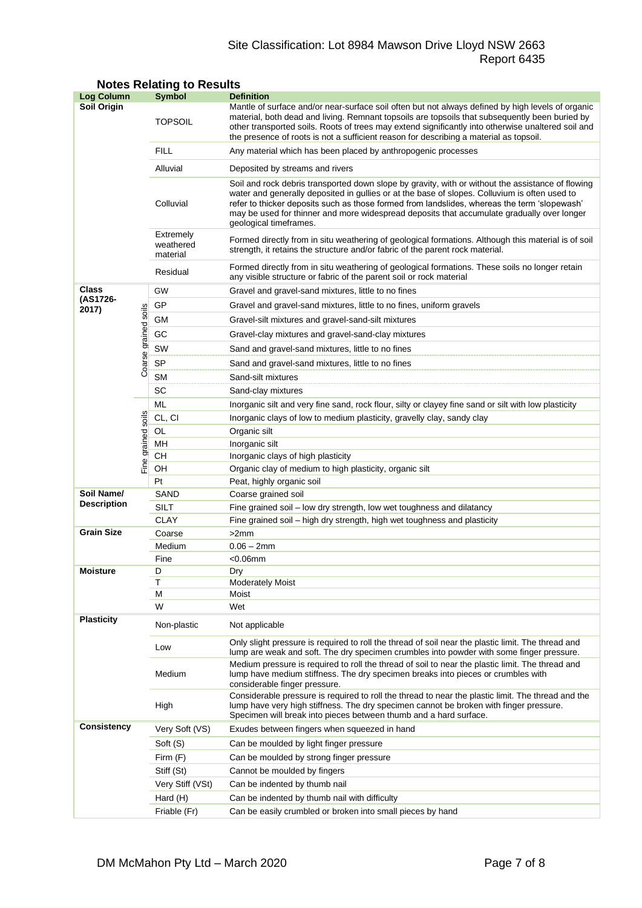## Notes Relating to Results

| Log Column | | Symbol | Definition |
|---|---|---|---|
| **Soil Origin** | | TOPSOIL | Mantle of surface and/or near-surface soil often but not always defined by high levels of organic material, both dead and living. Remnant topsoils are topsoils that subsequently been buried by other transported soils. Roots of trees may extend significantly into otherwise unaltered soil and the presence of roots is not a sufficient reason for describing a material as topsoil. |
| | | FILL | Any material which has been placed by anthropogenic processes |
| | | Alluvial | Deposited by streams and rivers |
| | | Colluvial | Soil and rock debris transported down slope by gravity, with or without the assistance of flowing water and generally deposited in gullies or at the base of slopes. Colluvium is often used to refer to thicker deposits such as those formed from landslides, whereas the term 'slopewash' may be used for thinner and more widespread deposits that accumulate gradually over longer geological timeframes. |
| | | Extremely weathered material | Formed directly from in situ weathering of geological formations. Although this material is of soil strength, it retains the structure and/or fabric of the parent rock material. |
| | | Residual | Formed directly from in situ weathering of geological formations. These soils no longer retain any visible structure or fabric of the parent soil or rock material |
| **Class (AS1726-2017)** | Coarse grained soils | GW | Gravel and gravel-sand mixtures, little to no fines |
| | | GP | Gravel and gravel-sand mixtures, little to no fines, uniform gravels |
| | | GM | Gravel-silt mixtures and gravel-sand-silt mixtures |
| | | GC | Gravel-clay mixtures and gravel-sand-clay mixtures |
| | | SW | Sand and gravel-sand mixtures, little to no fines |
| | | SP | Sand and gravel-sand mixtures, little to no fines |
| | | SM | Sand-silt mixtures |
| | | SC | Sand-clay mixtures |
| | Fine grained soils | ML | Inorganic silt and very fine sand, rock flour, silty or clayey fine sand or silt with low plasticity |
| | | CL, CI | Inorganic clays of low to medium plasticity, gravelly clay, sandy clay |
| | | OL | Organic silt |
| | | MH | Inorganic silt |
| | | CH | Inorganic clays of high plasticity |
| | | OH | Organic clay of medium to high plasticity, organic silt |
| | | Pt | Peat, highly organic soil |
| **Soil Name/ Description** | | SAND | Coarse grained soil |
| | | SILT | Fine grained soil – low dry strength, low wet toughness and dilatancy |
| | | CLAY | Fine grained soil – high dry strength, high wet toughness and plasticity |
| **Grain Size** | | Coarse | >2mm |
| | | Medium | 0.06 – 2mm |
| | | Fine | <0.06mm |
| **Moisture** | | D | Dry |
| | | T | Moderately Moist |
| | | M | Moist |
| | | W | Wet |
| **Plasticity** | | Non-plastic | Not applicable |
| | | Low | Only slight pressure is required to roll the thread of soil near the plastic limit. The thread and lump are weak and soft. The dry specimen crumbles into powder with some finger pressure. |
| | | Medium | Medium pressure is required to roll the thread of soil to near the plastic limit. The thread and lump have medium stiffness. The dry specimen breaks into pieces or crumbles with considerable finger pressure. |
| | | High | Considerable pressure is required to roll the thread to near the plastic limit. The thread and the lump have very high stiffness. The dry specimen cannot be broken with finger pressure. Specimen will break into pieces between thumb and a hard surface. |
| **Consistency** | | Very Soft (VS) | Exudes between fingers when squeezed in hand |
| | | Soft (S) | Can be moulded by light finger pressure |
| | | Firm (F) | Can be moulded by strong finger pressure |
| | | Stiff (St) | Cannot be moulded by fingers |
| | | Very Stiff (VSt) | Can be indented by thumb nail |
| | | Hard (H) | Can be indented by thumb nail with difficulty |
| | | Friable (Fr) | Can be easily crumbled or broken into small pieces by hand |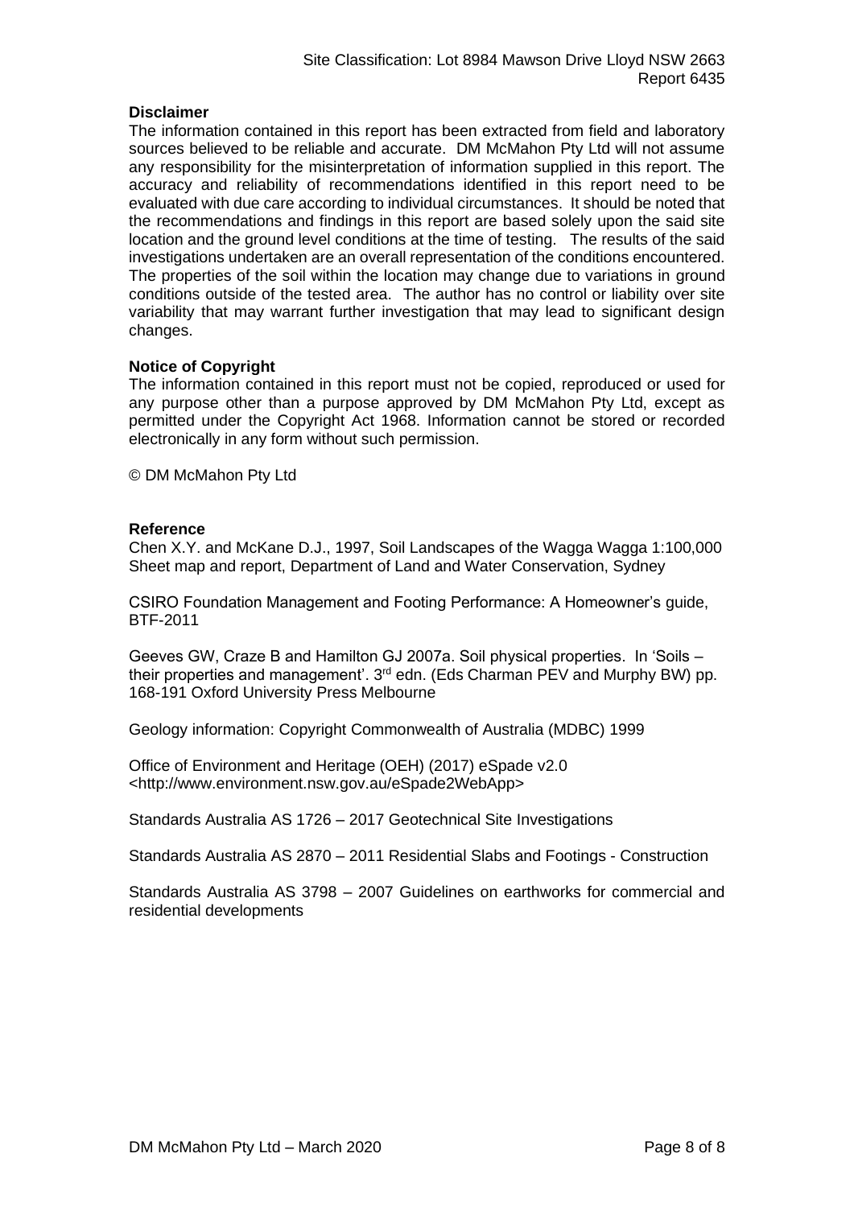## Disclaimer

The information contained in this report has been extracted from field and laboratory sources believed to be reliable and accurate. DM McMahon Pty Ltd will not assume any responsibility for the misinterpretation of information supplied in this report. The accuracy and reliability of recommendations identified in this report need to be evaluated with due care according to individual circumstances. It should be noted that the recommendations and findings in this report are based solely upon the said site location and the ground level conditions at the time of testing. The results of the said investigations undertaken are an overall representation of the conditions encountered. The properties of the soil within the location may change due to variations in ground conditions outside of the tested area. The author has no control or liability over site variability that may warrant further investigation that may lead to significant design changes.

## Notice of Copyright

The information contained in this report must not be copied, reproduced or used for any purpose other than a purpose approved by DM McMahon Pty Ltd, except as permitted under the Copyright Act 1968. Information cannot be stored or recorded electronically in any form without such permission.

© DM McMahon Pty Ltd

## Reference

Chen X.Y. and McKane D.J., 1997, Soil Landscapes of the Wagga Wagga 1:100,000 Sheet map and report, Department of Land and Water Conservation, Sydney

CSIRO Foundation Management and Footing Performance: A Homeowner's guide, BTF-2011

Geeves GW, Craze B and Hamilton GJ 2007a. Soil physical properties. In 'Soils – their properties and management'. 3rd edn. (Eds Charman PEV and Murphy BW) pp. 168-191 Oxford University Press Melbourne

Geology information: Copyright Commonwealth of Australia (MDBC) 1999

Office of Environment and Heritage (OEH) (2017) eSpade v2.0 <http://www.environment.nsw.gov.au/eSpade2WebApp>

Standards Australia AS 1726 – 2017 Geotechnical Site Investigations

Standards Australia AS 2870 – 2011 Residential Slabs and Footings - Construction

Standards Australia AS 3798 – 2007 Guidelines on earthworks for commercial and residential developments